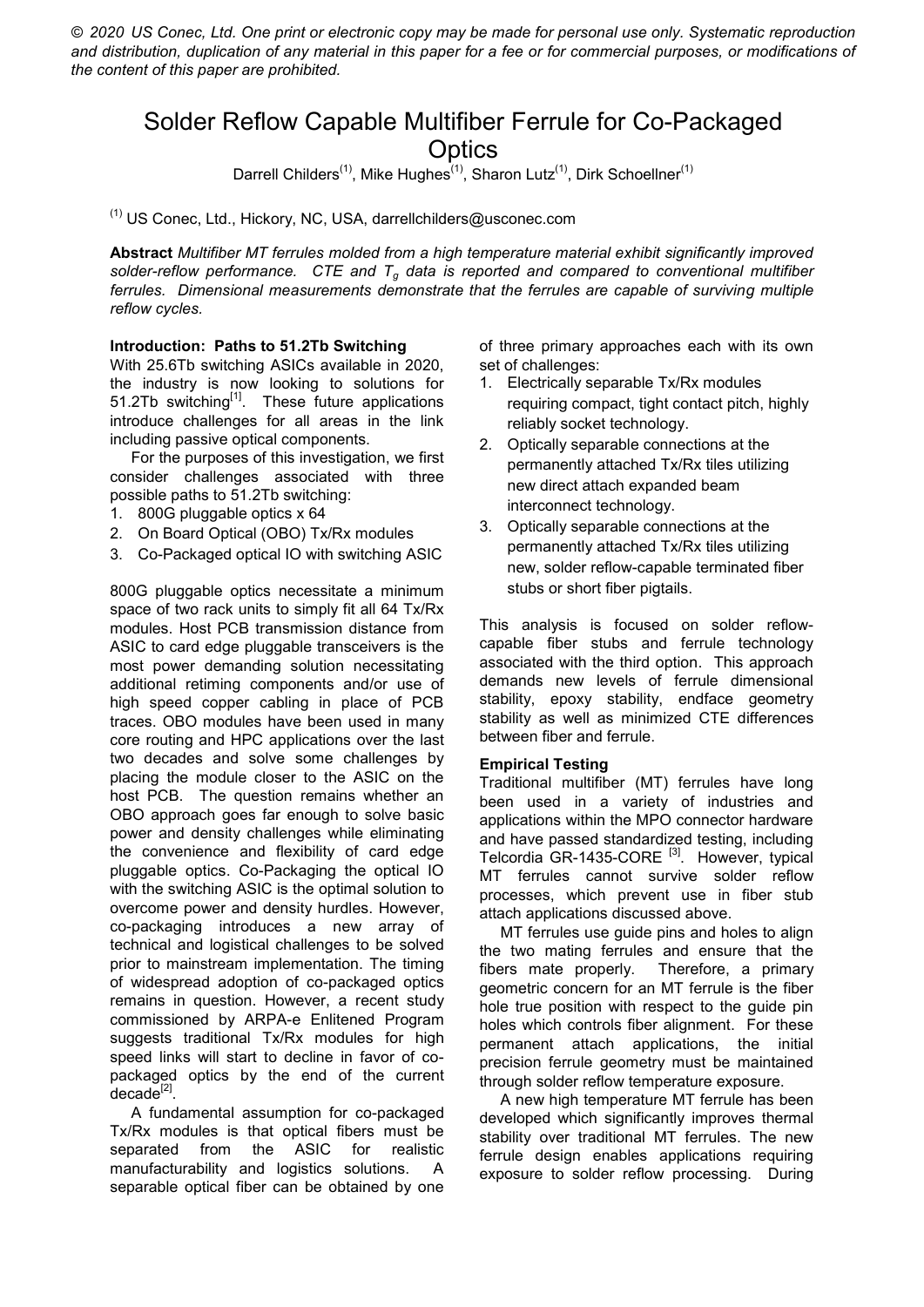*© 2020 US Conec, Ltd. One print or electronic copy may be made for personal use only. Systematic reproduction and distribution, duplication of any material in this paper for a fee or for commercial purposes, or modifications of the content of this paper are prohibited.*

# Solder Reflow Capable Multifiber Ferrule for Co-Packaged Optics

Darrell Childers[(1)], Mike Hughes[(1)], Sharon Lutz[(1)], Dirk Schoellner[(1)]

[(1)] US Conec, Ltd., Hickory, NC, USA, darrellchilders@usconec.com

**Abstract** *Multifiber MT ferrules molded from a high temperature material exhibit significantly improved solder-reflow performance. CTE and $T_g$ data is reported and compared to conventional multifiber ferrules. Dimensional measurements demonstrate that the ferrules are capable of surviving multiple reflow cycles.*

## Introduction: Paths to 51.2Tb Switching

With 25.6Tb switching ASICs available in 2020, the industry is now looking to solutions for 51.2Tb switching[1]. These future applications introduce challenges for all areas in the link including passive optical components.

For the purposes of this investigation, we first consider challenges associated with three possible paths to 51.2Tb switching:

1. 800G pluggable optics x 64
2. On Board Optical (OBO) Tx/Rx modules
3. Co-Packaged optical IO with switching ASIC

800G pluggable optics necessitate a minimum space of two rack units to simply fit all 64 Tx/Rx modules. Host PCB transmission distance from ASIC to card edge pluggable transceivers is the most power demanding solution necessitating additional retiming components and/or use of high speed copper cabling in place of PCB traces. OBO modules have been used in many core routing and HPC applications over the last two decades and solve some challenges by placing the module closer to the ASIC on the host PCB. The question remains whether an OBO approach goes far enough to solve basic power and density challenges while eliminating the convenience and flexibility of card edge pluggable optics. Co-Packaging the optical IO with the switching ASIC is the optimal solution to overcome power and density hurdles. However, co-packaging introduces a new array of technical and logistical challenges to be solved prior to mainstream implementation. The timing of widespread adoption of co-packaged optics remains in question. However, a recent study commissioned by ARPA-e Enlitened Program suggests traditional Tx/Rx modules for high speed links will start to decline in favor of co-packaged optics by the end of the current decade[2].

A fundamental assumption for co-packaged Tx/Rx modules is that optical fibers must be separated from the ASIC for realistic manufacturability and logistics solutions. A separable optical fiber can be obtained by one of three primary approaches each with its own set of challenges:

1. Electrically separable Tx/Rx modules requiring compact, tight contact pitch, highly reliably socket technology.
2. Optically separable connections at the permanently attached Tx/Rx tiles utilizing new direct attach expanded beam interconnect technology.
3. Optically separable connections at the permanently attached Tx/Rx tiles utilizing new, solder reflow-capable terminated fiber stubs or short fiber pigtails.

This analysis is focused on solder reflow-capable fiber stubs and ferrule technology associated with the third option. This approach demands new levels of ferrule dimensional stability, epoxy stability, endface geometry stability as well as minimized CTE differences between fiber and ferrule.

## Empirical Testing

Traditional multifiber (MT) ferrules have long been used in a variety of industries and applications within the MPO connector hardware and have passed standardized testing, including Telcordia GR-1435-CORE [3]. However, typical MT ferrules cannot survive solder reflow processes, which prevent use in fiber stub attach applications discussed above.

MT ferrules use guide pins and holes to align the two mating ferrules and ensure that the fibers mate properly. Therefore, a primary geometric concern for an MT ferrule is the fiber hole true position with respect to the guide pin holes which controls fiber alignment. For these permanent attach applications, the initial precision ferrule geometry must be maintained through solder reflow temperature exposure.

A new high temperature MT ferrule has been developed which significantly improves thermal stability over traditional MT ferrules. The new ferrule design enables applications requiring exposure to solder reflow processing. During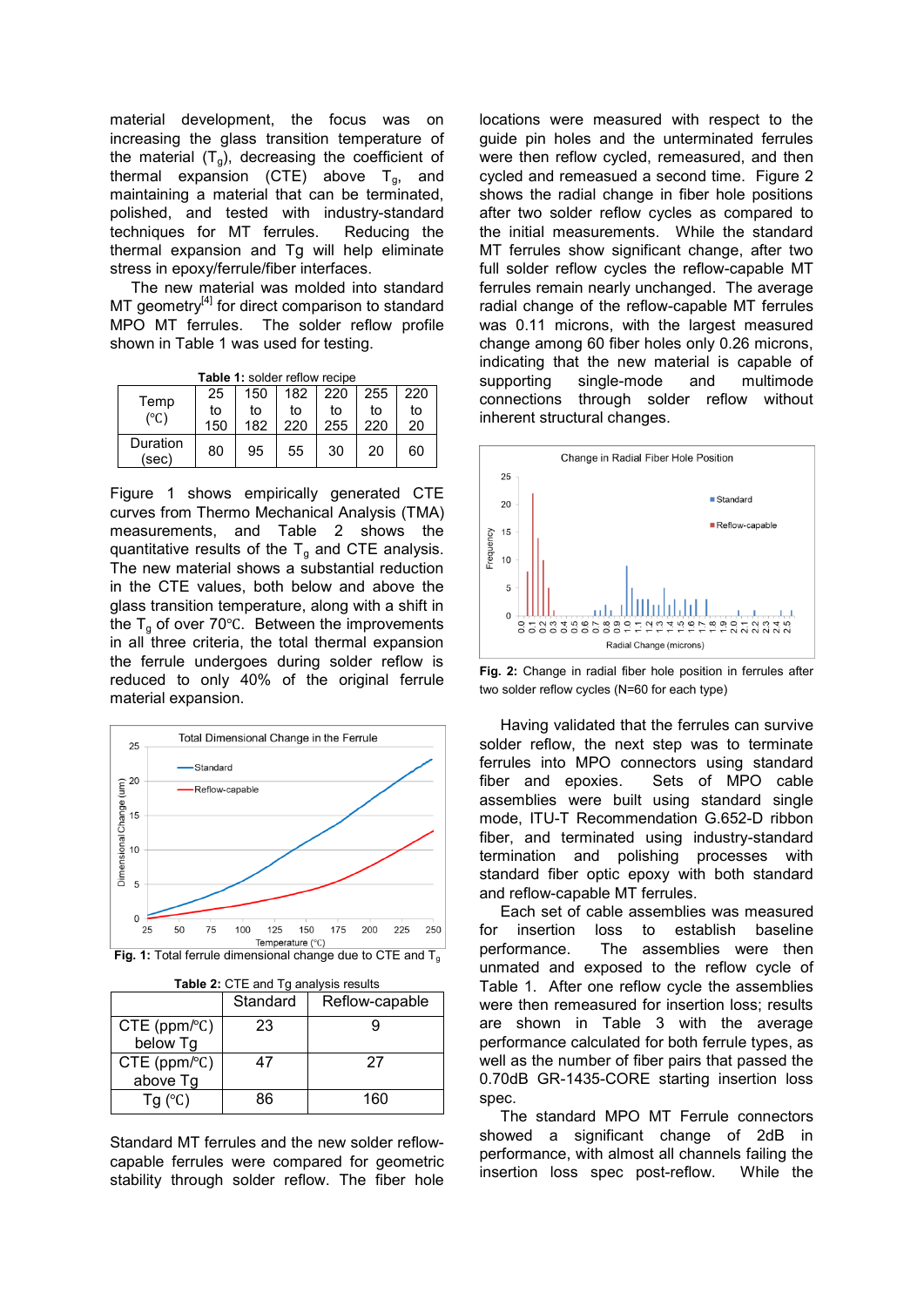material development, the focus was on increasing the glass transition temperature of the material ($T_g$), decreasing the coefficient of thermal expansion (CTE) above $T_g$, and maintaining a material that can be terminated, polished, and tested with industry-standard techniques for MT ferrules. Reducing the thermal expansion and Tg will help eliminate stress in epoxy/ferrule/fiber interfaces.

The new material was molded into standard MT geometry[4] for direct comparison to standard MPO MT ferrules. The solder reflow profile shown in Table 1 was used for testing.

**Table 1:** solder reflow recipe

| Temp (℃) | 25 to 150 | 150 to 182 | 182 to 220 | 220 to 255 | 255 to 220 | 220 to 20 |
|---|---|---|---|---|---|---|
| Duration (sec) | 80 | 95 | 55 | 30 | 20 | 60 |

Figure 1 shows empirically generated CTE curves from Thermo Mechanical Analysis (TMA) measurements, and Table 2 shows the quantitative results of the $T_g$ and CTE analysis. The new material shows a substantial reduction in the CTE values, both below and above the glass transition temperature, along with a shift in the $T_g$ of over 70℃. Between the improvements in all three criteria, the total thermal expansion the ferrule undergoes during solder reflow is reduced to only 40% of the original ferrule material expansion.

**Fig. 1:** Total ferrule dimensional change due to CTE and $T_g$

**Table 2:** CTE and Tg analysis results

| | Standard | Reflow-capable |
|---|---|---|
| CTE (ppm/℃) below Tg | 23 | 9 |
| CTE (ppm/℃) above Tg | 47 | 27 |
| Tg (℃) | 86 | 160 |

Standard MT ferrules and the new solder reflow-capable ferrules were compared for geometric stability through solder reflow. The fiber hole locations were measured with respect to the guide pin holes and the unterminated ferrules were then reflow cycled, remeasured, and then cycled and remeasured a second time. Figure 2 shows the radial change in fiber hole positions after two solder reflow cycles as compared to the initial measurements. While the standard MT ferrules show significant change, after two full solder reflow cycles the reflow-capable MT ferrules remain nearly unchanged. The average radial change of the reflow-capable MT ferrules was 0.11 microns, with the largest measured change among 60 fiber holes only 0.26 microns, indicating that the new material is capable of supporting single-mode and multimode connections through solder reflow without inherent structural changes.

**Fig. 2:** Change in radial fiber hole position in ferrules after two solder reflow cycles (N=60 for each type)

Having validated that the ferrules can survive solder reflow, the next step was to terminate ferrules into MPO connectors using standard fiber and epoxies. Sets of MPO cable assemblies were built using standard single mode, ITU-T Recommendation G.652-D ribbon fiber, and terminated using industry-standard termination and polishing processes with standard fiber optic epoxy with both standard and reflow-capable MT ferrules.

Each set of cable assemblies was measured for insertion loss to establish baseline performance. The assemblies were then unmated and exposed to the reflow cycle of Table 1. After one reflow cycle the assemblies were then remeasured for insertion loss; results are shown in Table 3 with the average performance calculated for both ferrule types, as well as the number of fiber pairs that passed the 0.70dB GR-1435-CORE starting insertion loss spec.

The standard MPO MT Ferrule connectors showed a significant change of 2dB in performance, with almost all channels failing the insertion loss spec post-reflow. While the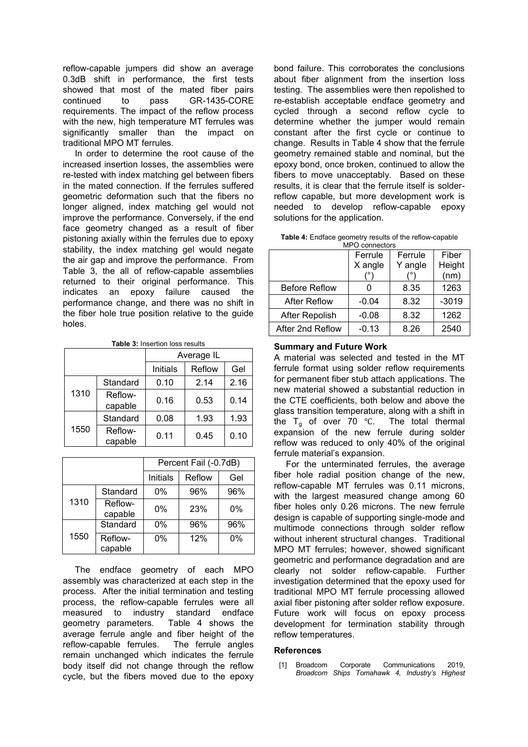reflow-capable jumpers did show an average 0.3dB shift in performance, the first tests showed that most of the mated fiber pairs continued to pass GR-1435-CORE requirements. The impact of the reflow process with the new, high temperature MT ferrules was significantly smaller than the impact on traditional MPO MT ferrules.

In order to determine the root cause of the increased insertion losses, the assemblies were re-tested with index matching gel between fibers in the mated connection. If the ferrules suffered geometric deformation such that the fibers no longer aligned, index matching gel would not improve the performance. Conversely, if the end face geometry changed as a result of fiber pistoning axially within the ferrules due to epoxy stability, the index matching gel would negate the air gap and improve the performance. From Table 3, the all of reflow-capable assemblies returned to their original performance. This indicates an epoxy failure caused the performance change, and there was no shift in the fiber hole true position relative to the guide holes.

**Table 3:** Insertion loss results

| | | Average IL | | |
|---|---|---|---|---|
| | | Initials | Reflow | Gel |
| 1310 | Standard | 0.10 | 2.14 | 2.16 |
| | Reflow-capable | 0.16 | 0.53 | 0.14 |
| 1550 | Standard | 0.08 | 1.93 | 1.93 |
| | Reflow-capable | 0.11 | 0.45 | 0.10 |

| | | Percent Fail (-0.7dB) | | |
|---|---|---|---|---|
| | | Initials | Reflow | Gel |
| 1310 | Standard | 0% | 96% | 96% |
| | Reflow-capable | 0% | 23% | 0% |
| 1550 | Standard | 0% | 96% | 96% |
| | Reflow-capable | 0% | 12% | 0% |

The endface geometry of each MPO assembly was characterized at each step in the process. After the initial termination and testing process, the reflow-capable ferrules were all measured to industry standard endface geometry parameters. Table 4 shows the average ferrule angle and fiber height of the reflow-capable ferrules. The ferrule angles remain unchanged which indicates the ferrule body itself did not change through the reflow cycle, but the fibers moved due to the epoxy bond failure. This corroborates the conclusions about fiber alignment from the insertion loss testing. The assemblies were then repolished to re-establish acceptable endface geometry and cycled through a second reflow cycle to determine whether the jumper would remain constant after the first cycle or continue to change. Results in Table 4 show that the ferrule geometry remained stable and nominal, but the epoxy bond, once broken, continued to allow the fibers to move unacceptably. Based on these results, it is clear that the ferrule itself is solder-reflow capable, but more development work is needed to develop reflow-capable epoxy solutions for the application.

**Table 4:** Endface geometry results of the reflow-capable MPO connectors

| | Ferrule X angle (°) | Ferrule Y angle (°) | Fiber Height (nm) |
|---|---|---|---|
| Before Reflow | 0 | 8.35 | 1263 |
| After Reflow | -0.04 | 8.32 | -3019 |
| After Repolish | -0.08 | 8.32 | 1262 |
| After 2nd Reflow | -0.13 | 8.26 | 2540 |

## Summary and Future Work

A material was selected and tested in the MT ferrule format using solder reflow requirements for permanent fiber stub attach applications. The new material showed a substantial reduction in the CTE coefficients, both below and above the glass transition temperature, along with a shift in the $T_g$ of over 70 ℃. The total thermal expansion of the new ferrule during solder reflow was reduced to only 40% of the original ferrule material's expansion.

For the unterminated ferrules, the average fiber hole radial position change of the new, reflow-capable MT ferrules was 0.11 microns, with the largest measured change among 60 fiber holes only 0.26 microns. The new ferrule design is capable of supporting single-mode and multimode connections through solder reflow without inherent structural changes. Traditional MPO MT ferrules; however, showed significant geometric and performance degradation and are clearly not solder reflow-capable. Further investigation determined that the epoxy used for traditional MPO MT ferrule processing allowed axial fiber pistoning after solder reflow exposure. Future work will focus on epoxy process development for termination stability through reflow temperatures.

## References

[1] Broadcom Corporate Communications 2019, *Broadcom Ships Tomahawk 4, Industry's Highest*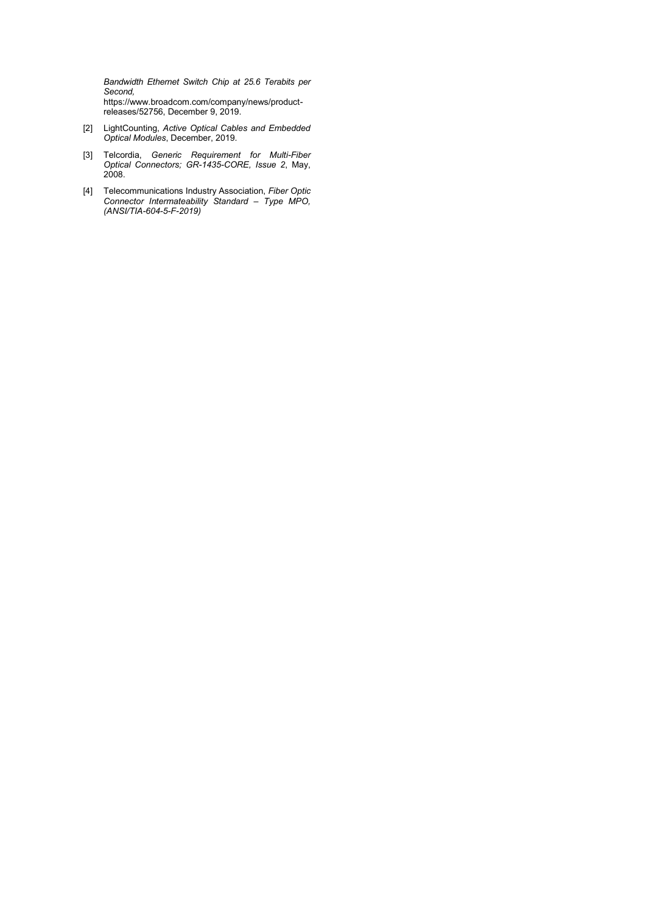*Bandwidth Ethernet Switch Chip at 25.6 Terabits per Second,* https://www.broadcom.com/company/news/product-releases/52756, December 9, 2019.

[2] LightCounting, *Active Optical Cables and Embedded Optical Modules*, December, 2019.

[3] Telcordia, *Generic Requirement for Multi-Fiber Optical Connectors; GR-1435-CORE, Issue 2*, May, 2008.

[4] Telecommunications Industry Association, *Fiber Optic Connector Intermateability Standard – Type MPO, (ANSI/TIA-604-5-F-2019)*